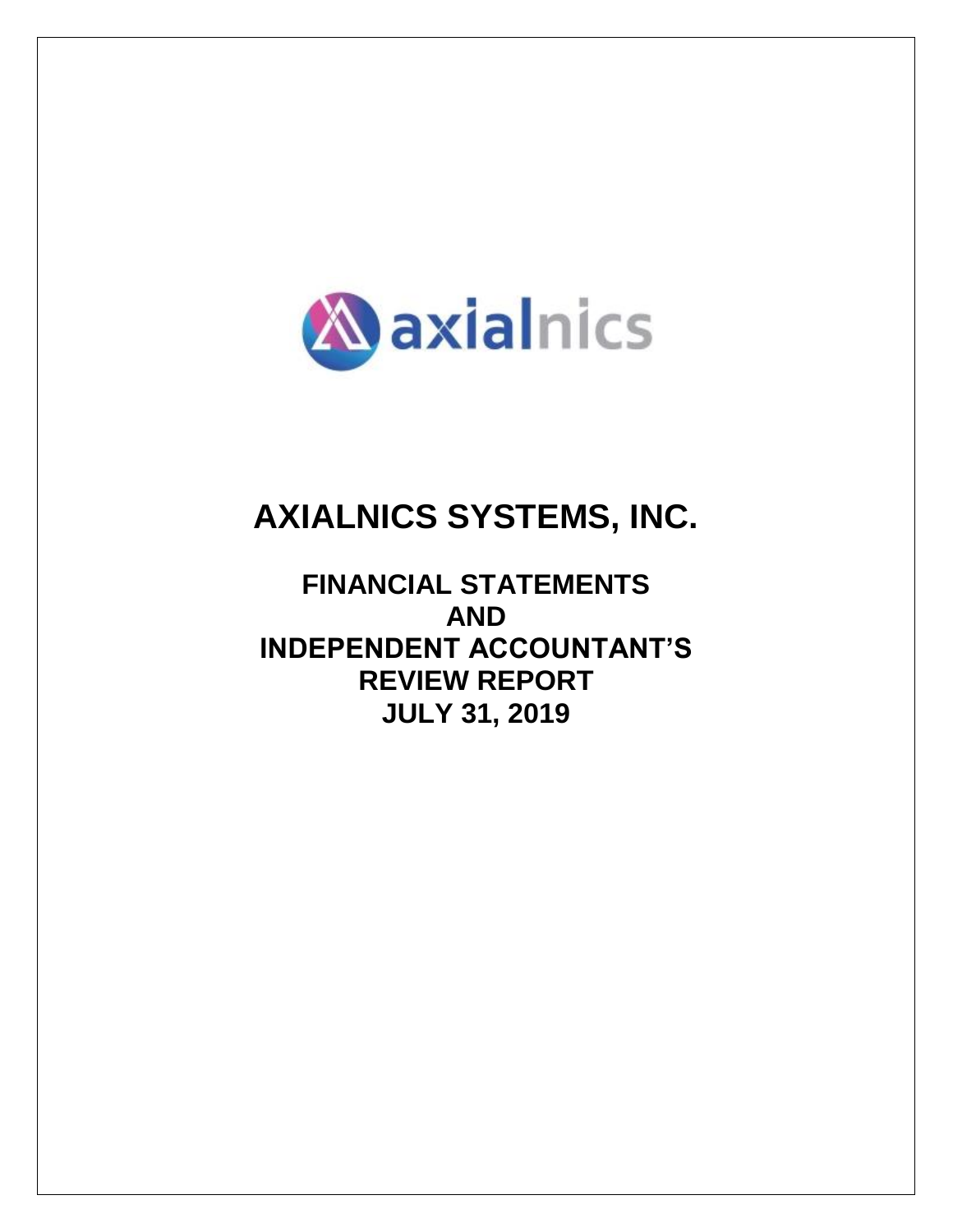axialnics

# AXIALNICS SYSTEMS, INC.

## FINANCIAL STATEMENTS
## AND
## INDEPENDENT ACCOUNTANT'S
## REVIEW REPORT
## JULY 31, 2019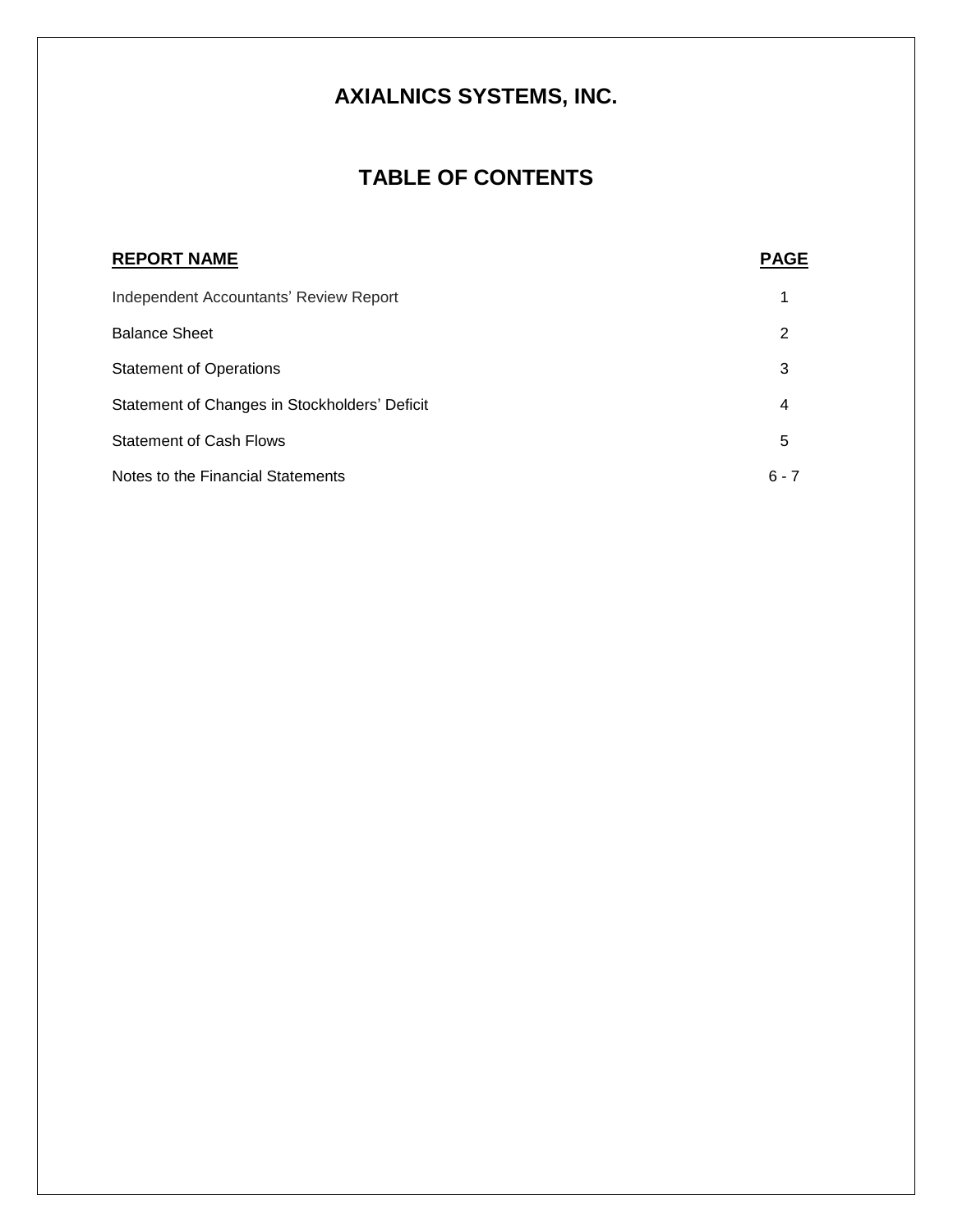# AXIALNICS SYSTEMS, INC.

## TABLE OF CONTENTS

| REPORT NAME | PAGE |
| --- | --- |
| Independent Accountants' Review Report | 1 |
| Balance Sheet | 2 |
| Statement of Operations | 3 |
| Statement of Changes in Stockholders' Deficit | 4 |
| Statement of Cash Flows | 5 |
| Notes to the Financial Statements | 6 - 7 |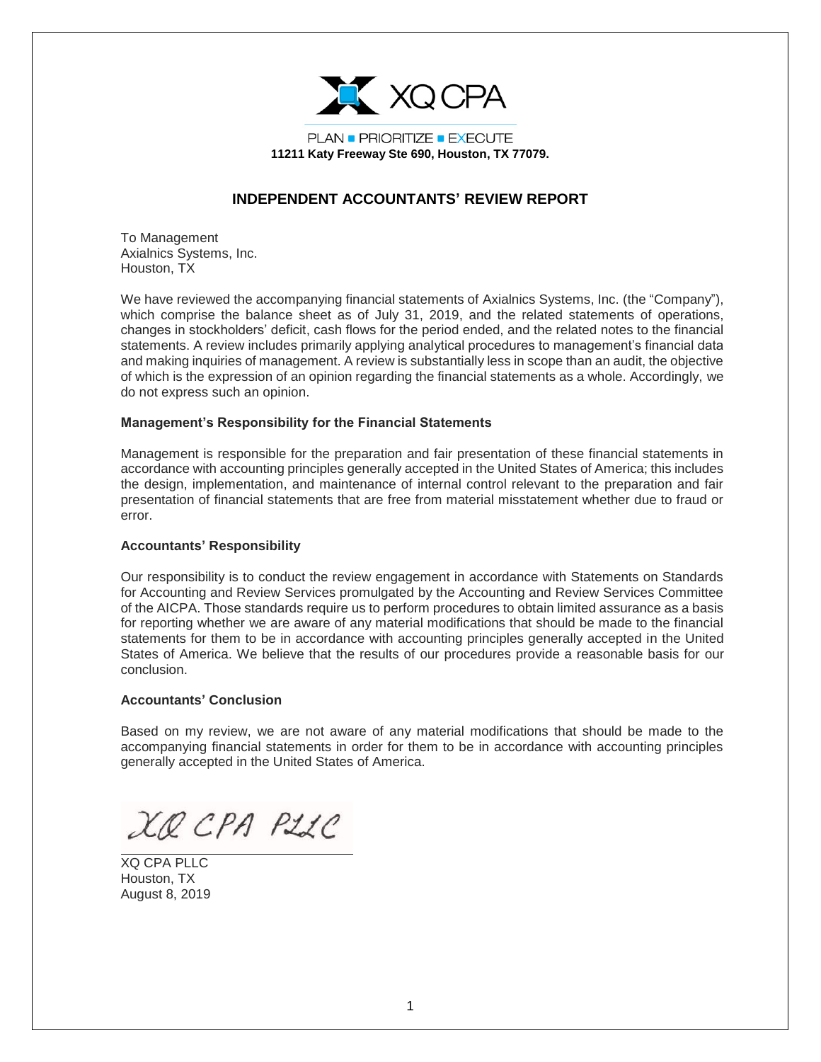XQ CPA

PLAN ■ PRIORITIZE ■ EXECUTE
**11211 Katy Freeway Ste 690, Houston, TX 77079.**

## INDEPENDENT ACCOUNTANTS' REVIEW REPORT

To Management
Axialnics Systems, Inc.
Houston, TX

We have reviewed the accompanying financial statements of Axialnics Systems, Inc. (the "Company"), which comprise the balance sheet as of July 31, 2019, and the related statements of operations, changes in stockholders' deficit, cash flows for the period ended, and the related notes to the financial statements. A review includes primarily applying analytical procedures to management's financial data and making inquiries of management. A review is substantially less in scope than an audit, the objective of which is the expression of an opinion regarding the financial statements as a whole. Accordingly, we do not express such an opinion.

### Management's Responsibility for the Financial Statements

Management is responsible for the preparation and fair presentation of these financial statements in accordance with accounting principles generally accepted in the United States of America; this includes the design, implementation, and maintenance of internal control relevant to the preparation and fair presentation of financial statements that are free from material misstatement whether due to fraud or error.

### Accountants' Responsibility

Our responsibility is to conduct the review engagement in accordance with Statements on Standards for Accounting and Review Services promulgated by the Accounting and Review Services Committee of the AICPA. Those standards require us to perform procedures to obtain limited assurance as a basis for reporting whether we are aware of any material modifications that should be made to the financial statements for them to be in accordance with accounting principles generally accepted in the United States of America. We believe that the results of our procedures provide a reasonable basis for our conclusion.

### Accountants' Conclusion

Based on my review, we are not aware of any material modifications that should be made to the accompanying financial statements in order for them to be in accordance with accounting principles generally accepted in the United States of America.

*XQ CPA PLLC*

XQ CPA PLLC
Houston, TX
August 8, 2019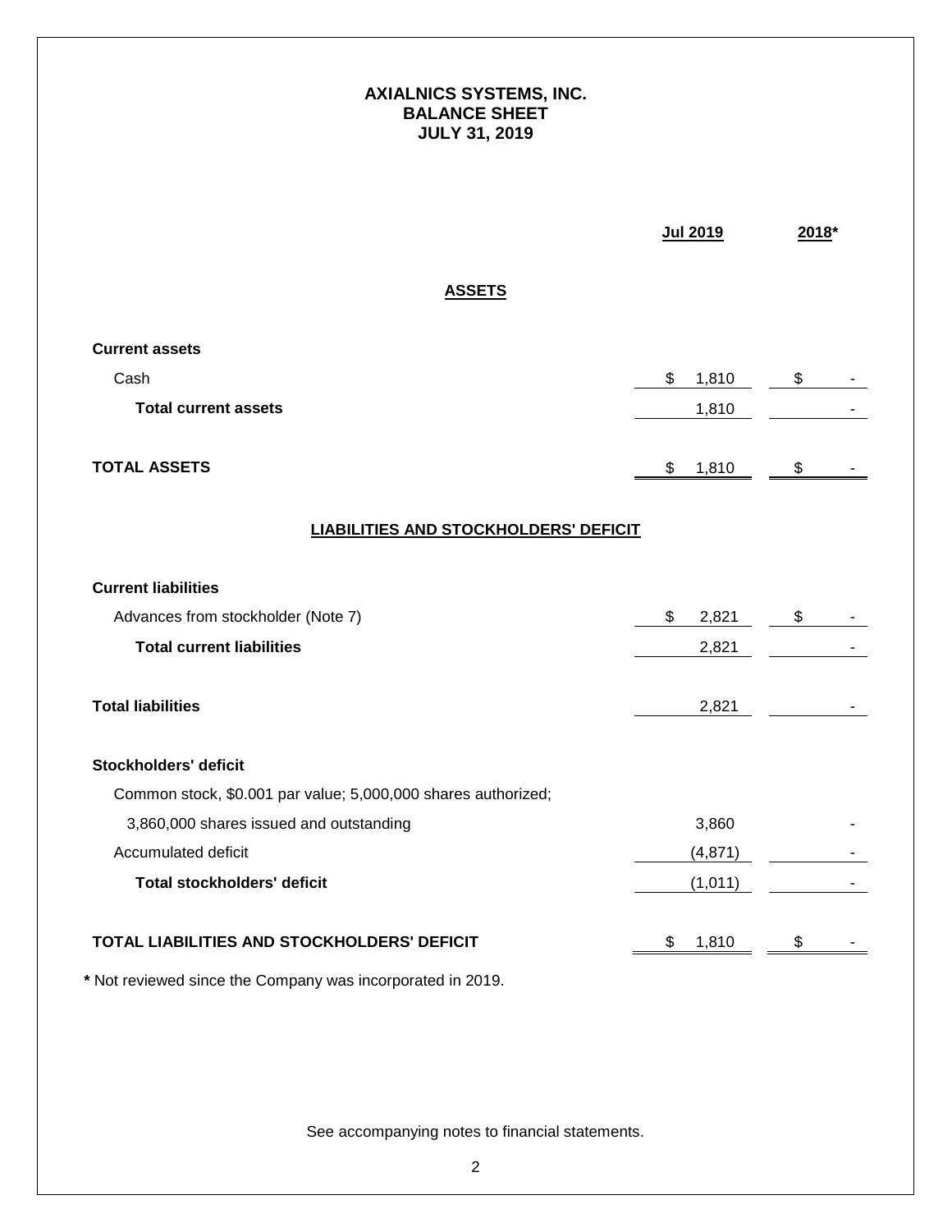# AXIALNICS SYSTEMS, INC.
# BALANCE SHEET
# JULY 31, 2019

| | Jul 2019 | 2018* |
|---|---|---|
| **ASSETS** | | |
| **Current assets** | | |
| Cash | $ 1,810 | $ - |
| **Total current assets** | 1,810 | - |
| **TOTAL ASSETS** | $ 1,810 | $ - |
| **LIABILITIES AND STOCKHOLDERS' DEFICIT** | | |
| **Current liabilities** | | |
| Advances from stockholder (Note 7) | $ 2,821 | $ - |
| **Total current liabilities** | 2,821 | - |
| **Total liabilities** | 2,821 | - |
| **Stockholders' deficit** | | |
| Common stock, $0.001 par value; 5,000,000 shares authorized; 3,860,000 shares issued and outstanding | 3,860 | - |
| Accumulated deficit | (4,871) | - |
| **Total stockholders' deficit** | (1,011) | - |
| **TOTAL LIABILITIES AND STOCKHOLDERS' DEFICIT** | $ 1,810 | $ - |

**\*** Not reviewed since the Company was incorporated in 2019.

See accompanying notes to financial statements.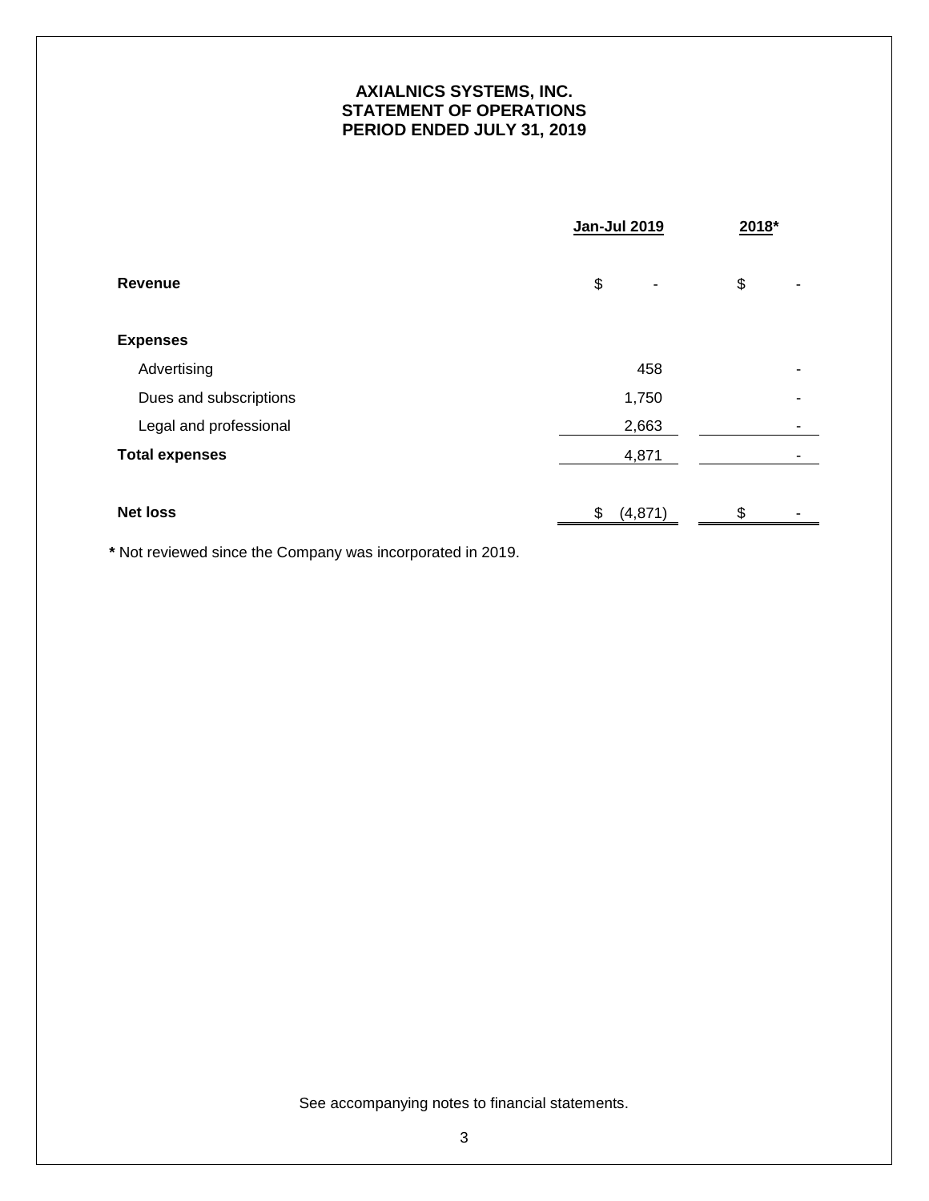# AXIALNICS SYSTEMS, INC.
## STATEMENT OF OPERATIONS
## PERIOD ENDED JULY 31, 2019

| | Jan-Jul 2019 | 2018* |
|---|---|---|
| **Revenue** | $ - | $ - |
| **Expenses** | | |
| Advertising | 458 | - |
| Dues and subscriptions | 1,750 | - |
| Legal and professional | 2,663 | - |
| **Total expenses** | 4,871 | - |
| **Net loss** | $ (4,871) | $ - |

**\*** Not reviewed since the Company was incorporated in 2019.

See accompanying notes to financial statements.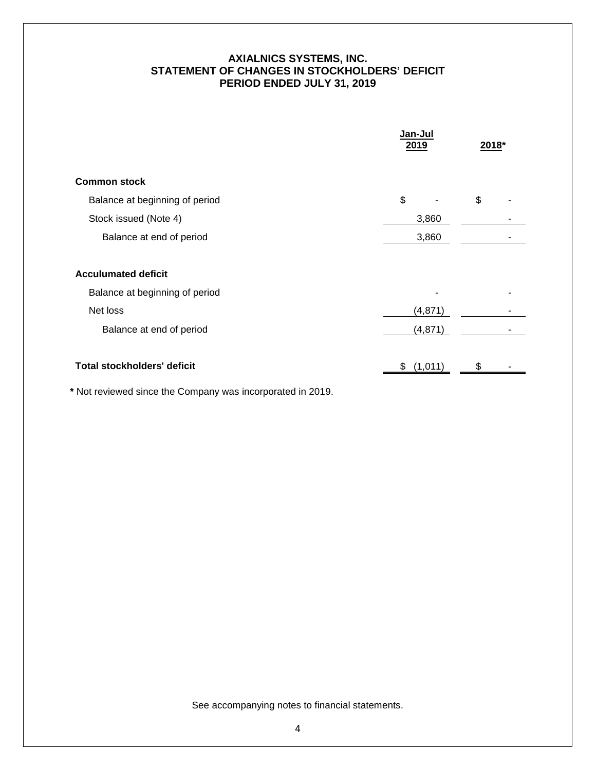# AXIALNICS SYSTEMS, INC.
## STATEMENT OF CHANGES IN STOCKHOLDERS' DEFICIT
### PERIOD ENDED JULY 31, 2019

| | Jan-Jul 2019 | 2018* |
|---|---|---|
| **Common stock** | | |
| Balance at beginning of period | $ - | $ - |
| Stock issued (Note 4) | 3,860 | - |
| Balance at end of period | 3,860 | - |
| **Acculumated deficit** | | |
| Balance at beginning of period | - | - |
| Net loss | (4,871) | - |
| Balance at end of period | (4,871) | - |
| **Total stockholders' deficit** | $ (1,011) | $ - |

**\*** Not reviewed since the Company was incorporated in 2019.

See accompanying notes to financial statements.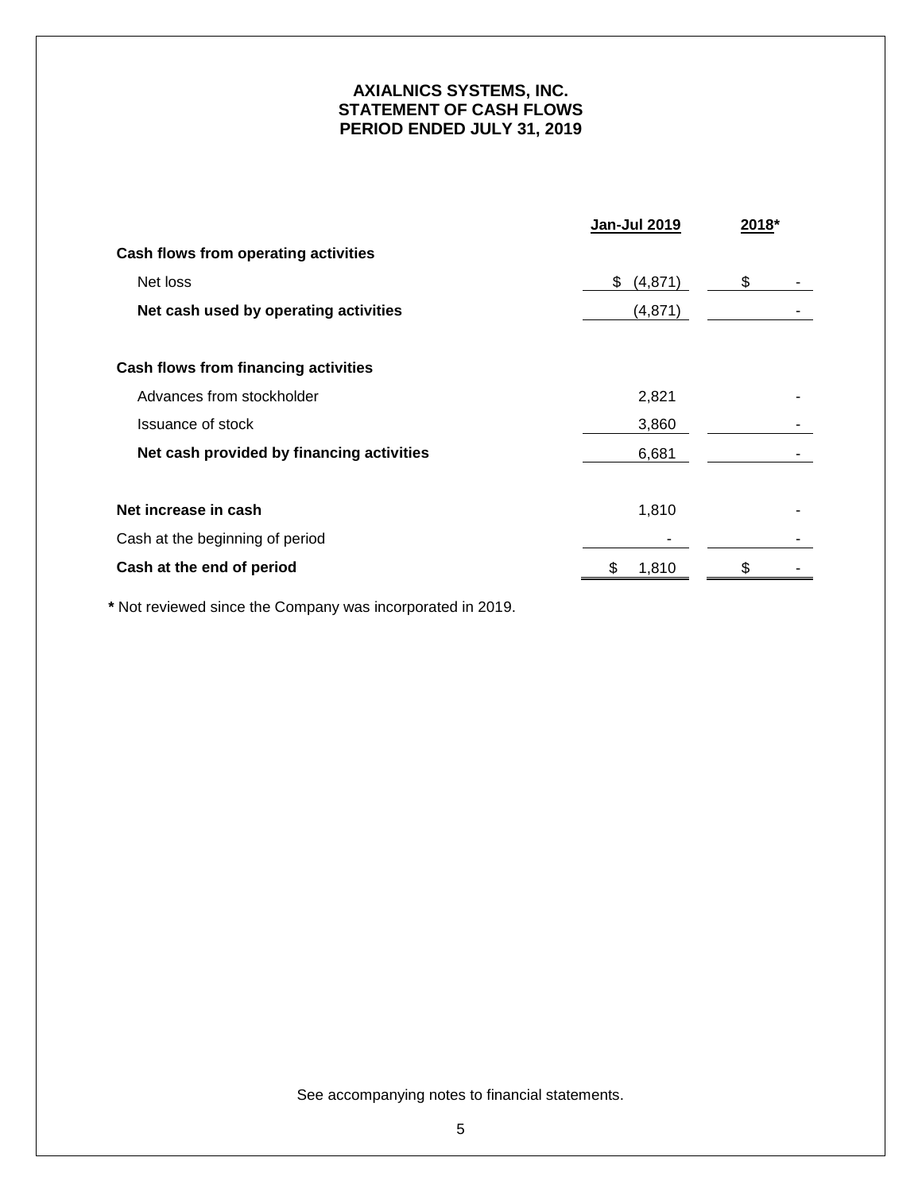**AXIALNICS SYSTEMS, INC.**
**STATEMENT OF CASH FLOWS**
**PERIOD ENDED JULY 31, 2019**

| | Jan-Jul 2019 | 2018* |
|---|---|---|
| **Cash flows from operating activities** | | |
| Net loss | $ (4,871) | $ - |
| **Net cash used by operating activities** | (4,871) | - |
| | | |
| **Cash flows from financing activities** | | |
| Advances from stockholder | 2,821 | - |
| Issuance of stock | 3,860 | - |
| **Net cash provided by financing activities** | 6,681 | - |
| | | |
| **Net increase in cash** | 1,810 | - |
| Cash at the beginning of period | - | - |
| **Cash at the end of period** | $ 1,810 | $ - |

**\*** Not reviewed since the Company was incorporated in 2019.

See accompanying notes to financial statements.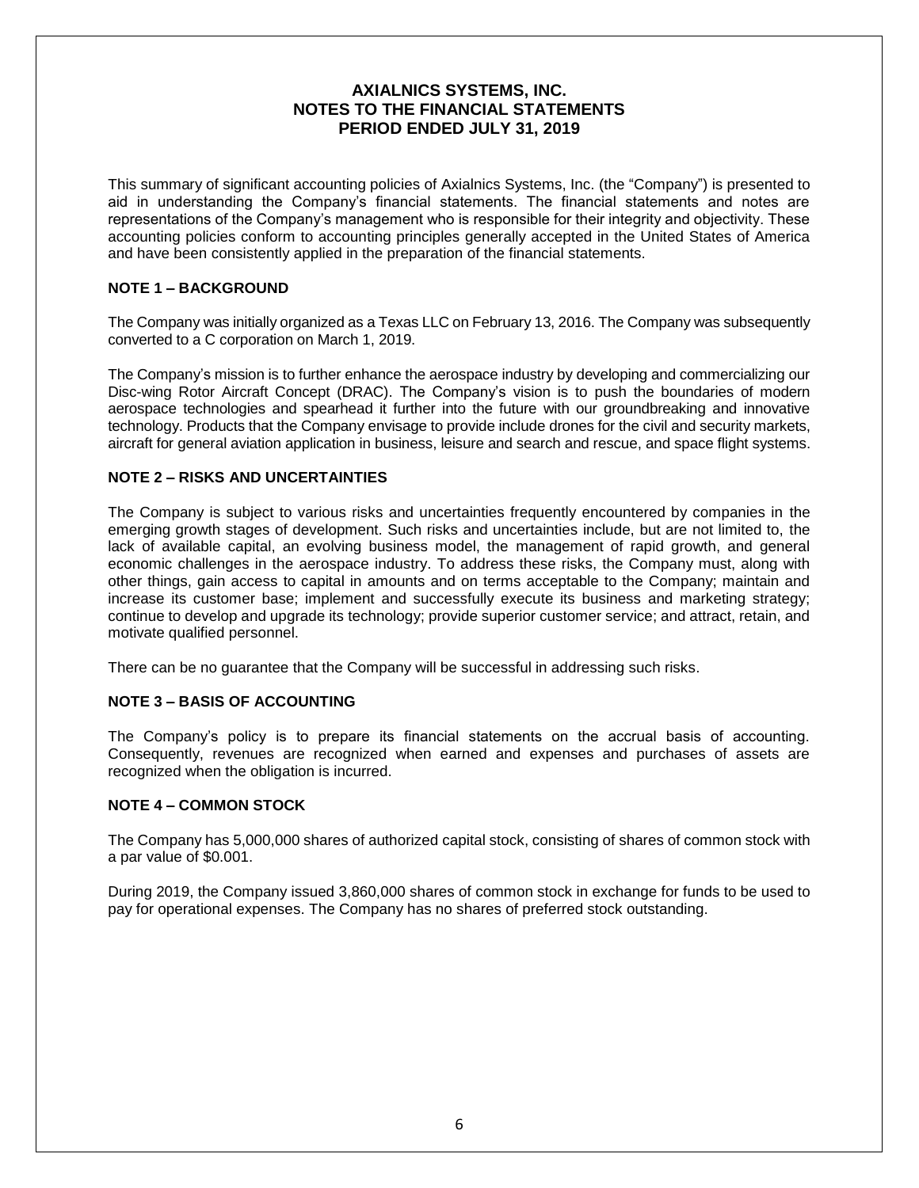# AXIALNICS SYSTEMS, INC.
# NOTES TO THE FINANCIAL STATEMENTS
# PERIOD ENDED JULY 31, 2019

This summary of significant accounting policies of Axialnics Systems, Inc. (the "Company") is presented to aid in understanding the Company's financial statements. The financial statements and notes are representations of the Company's management who is responsible for their integrity and objectivity. These accounting policies conform to accounting principles generally accepted in the United States of America and have been consistently applied in the preparation of the financial statements.

## NOTE 1 – BACKGROUND

The Company was initially organized as a Texas LLC on February 13, 2016. The Company was subsequently converted to a C corporation on March 1, 2019.

The Company's mission is to further enhance the aerospace industry by developing and commercializing our Disc-wing Rotor Aircraft Concept (DRAC). The Company's vision is to push the boundaries of modern aerospace technologies and spearhead it further into the future with our groundbreaking and innovative technology. Products that the Company envisage to provide include drones for the civil and security markets, aircraft for general aviation application in business, leisure and search and rescue, and space flight systems.

## NOTE 2 – RISKS AND UNCERTAINTIES

The Company is subject to various risks and uncertainties frequently encountered by companies in the emerging growth stages of development. Such risks and uncertainties include, but are not limited to, the lack of available capital, an evolving business model, the management of rapid growth, and general economic challenges in the aerospace industry. To address these risks, the Company must, along with other things, gain access to capital in amounts and on terms acceptable to the Company; maintain and increase its customer base; implement and successfully execute its business and marketing strategy; continue to develop and upgrade its technology; provide superior customer service; and attract, retain, and motivate qualified personnel.

There can be no guarantee that the Company will be successful in addressing such risks.

## NOTE 3 – BASIS OF ACCOUNTING

The Company's policy is to prepare its financial statements on the accrual basis of accounting. Consequently, revenues are recognized when earned and expenses and purchases of assets are recognized when the obligation is incurred.

## NOTE 4 – COMMON STOCK

The Company has 5,000,000 shares of authorized capital stock, consisting of shares of common stock with a par value of $0.001.

During 2019, the Company issued 3,860,000 shares of common stock in exchange for funds to be used to pay for operational expenses. The Company has no shares of preferred stock outstanding.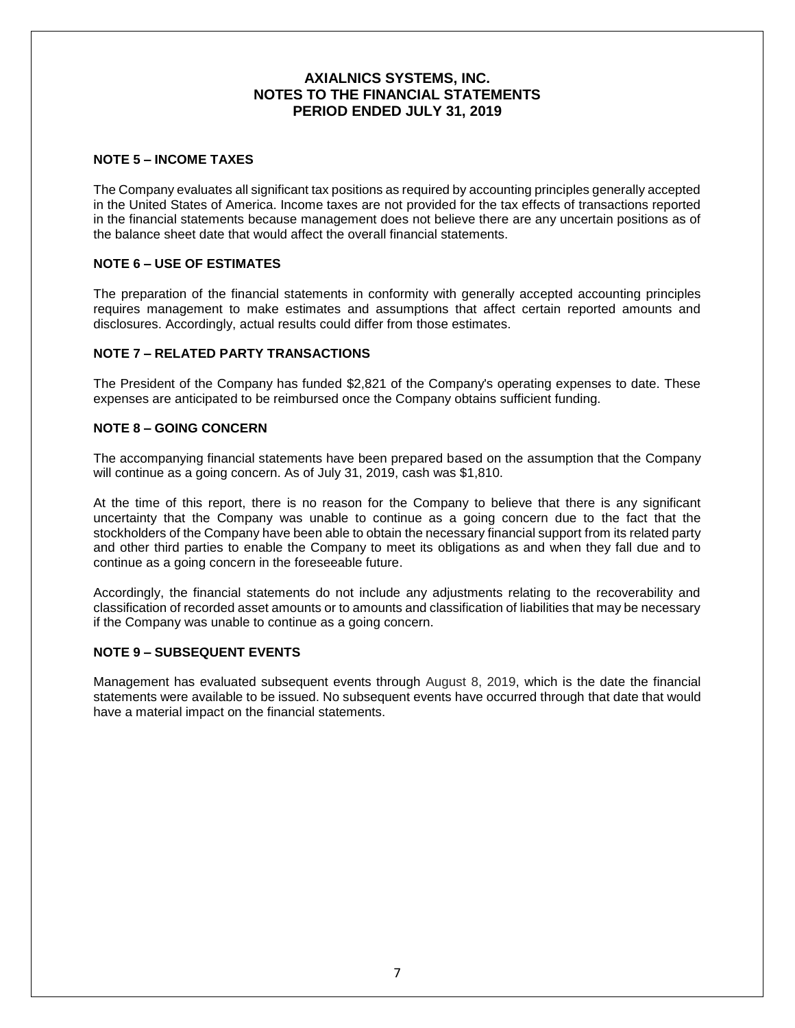# AXIALNICS SYSTEMS, INC.
# NOTES TO THE FINANCIAL STATEMENTS
# PERIOD ENDED JULY 31, 2019

## NOTE 5 – INCOME TAXES

The Company evaluates all significant tax positions as required by accounting principles generally accepted in the United States of America. Income taxes are not provided for the tax effects of transactions reported in the financial statements because management does not believe there are any uncertain positions as of the balance sheet date that would affect the overall financial statements.

## NOTE 6 – USE OF ESTIMATES

The preparation of the financial statements in conformity with generally accepted accounting principles requires management to make estimates and assumptions that affect certain reported amounts and disclosures. Accordingly, actual results could differ from those estimates.

## NOTE 7 – RELATED PARTY TRANSACTIONS

The President of the Company has funded $2,821 of the Company's operating expenses to date. These expenses are anticipated to be reimbursed once the Company obtains sufficient funding.

## NOTE 8 – GOING CONCERN

The accompanying financial statements have been prepared based on the assumption that the Company will continue as a going concern. As of July 31, 2019, cash was $1,810.

At the time of this report, there is no reason for the Company to believe that there is any significant uncertainty that the Company was unable to continue as a going concern due to the fact that the stockholders of the Company have been able to obtain the necessary financial support from its related party and other third parties to enable the Company to meet its obligations as and when they fall due and to continue as a going concern in the foreseeable future.

Accordingly, the financial statements do not include any adjustments relating to the recoverability and classification of recorded asset amounts or to amounts and classification of liabilities that may be necessary if the Company was unable to continue as a going concern.

## NOTE 9 – SUBSEQUENT EVENTS

Management has evaluated subsequent events through August 8, 2019, which is the date the financial statements were available to be issued. No subsequent events have occurred through that date that would have a material impact on the financial statements.